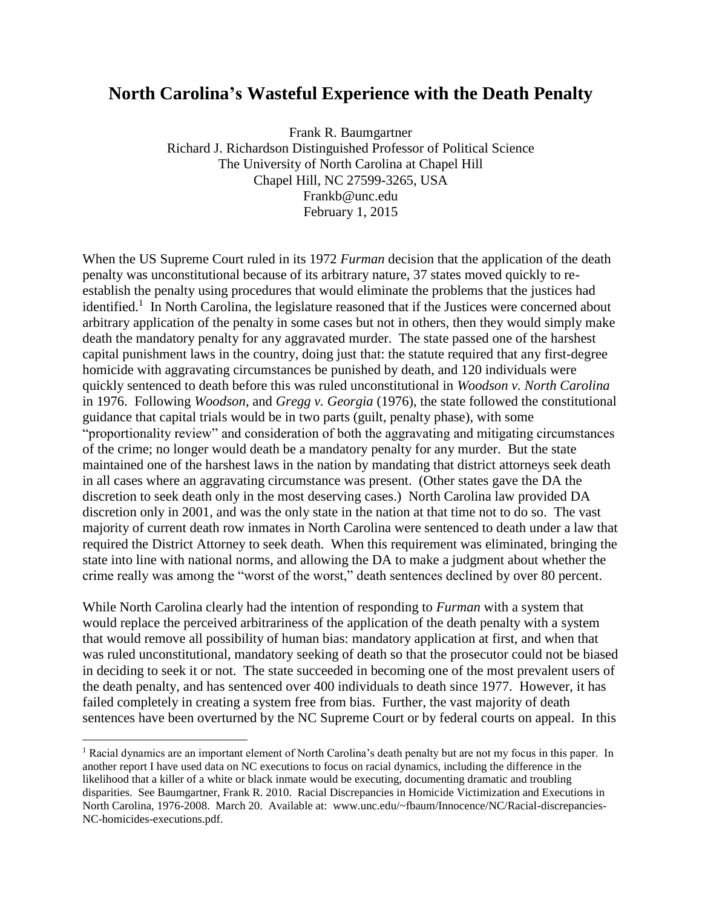# North Carolina's Wasteful Experience with the Death Penalty

Frank R. Baumgartner
Richard J. Richardson Distinguished Professor of Political Science
The University of North Carolina at Chapel Hill
Chapel Hill, NC 27599-3265, USA
Frankb@unc.edu
February 1, 2015

When the US Supreme Court ruled in its 1972 *Furman* decision that the application of the death penalty was unconstitutional because of its arbitrary nature, 37 states moved quickly to re-establish the penalty using procedures that would eliminate the problems that the justices had identified.[1] In North Carolina, the legislature reasoned that if the Justices were concerned about arbitrary application of the penalty in some cases but not in others, then they would simply make death the mandatory penalty for any aggravated murder. The state passed one of the harshest capital punishment laws in the country, doing just that: the statute required that any first-degree homicide with aggravating circumstances be punished by death, and 120 individuals were quickly sentenced to death before this was ruled unconstitutional in *Woodson v. North Carolina* in 1976. Following *Woodson*, and *Gregg v. Georgia* (1976), the state followed the constitutional guidance that capital trials would be in two parts (guilt, penalty phase), with some "proportionality review" and consideration of both the aggravating and mitigating circumstances of the crime; no longer would death be a mandatory penalty for any murder. But the state maintained one of the harshest laws in the nation by mandating that district attorneys seek death in all cases where an aggravating circumstance was present. (Other states gave the DA the discretion to seek death only in the most deserving cases.) North Carolina law provided DA discretion only in 2001, and was the only state in the nation at that time not to do so. The vast majority of current death row inmates in North Carolina were sentenced to death under a law that required the District Attorney to seek death. When this requirement was eliminated, bringing the state into line with national norms, and allowing the DA to make a judgment about whether the crime really was among the "worst of the worst," death sentences declined by over 80 percent.

While North Carolina clearly had the intention of responding to *Furman* with a system that would replace the perceived arbitrariness of the application of the death penalty with a system that would remove all possibility of human bias: mandatory application at first, and when that was ruled unconstitutional, mandatory seeking of death so that the prosecutor could not be biased in deciding to seek it or not. The state succeeded in becoming one of the most prevalent users of the death penalty, and has sentenced over 400 individuals to death since 1977. However, it has failed completely in creating a system free from bias. Further, the vast majority of death sentences have been overturned by the NC Supreme Court or by federal courts on appeal. In this

[1] Racial dynamics are an important element of North Carolina's death penalty but are not my focus in this paper. In another report I have used data on NC executions to focus on racial dynamics, including the difference in the likelihood that a killer of a white or black inmate would be executing, documenting dramatic and troubling disparities. See Baumgartner, Frank R. 2010. Racial Discrepancies in Homicide Victimization and Executions in North Carolina, 1976-2008. March 20. Available at: www.unc.edu/~fbaum/Innocence/NC/Racial-discrepancies-NC-homicides-executions.pdf.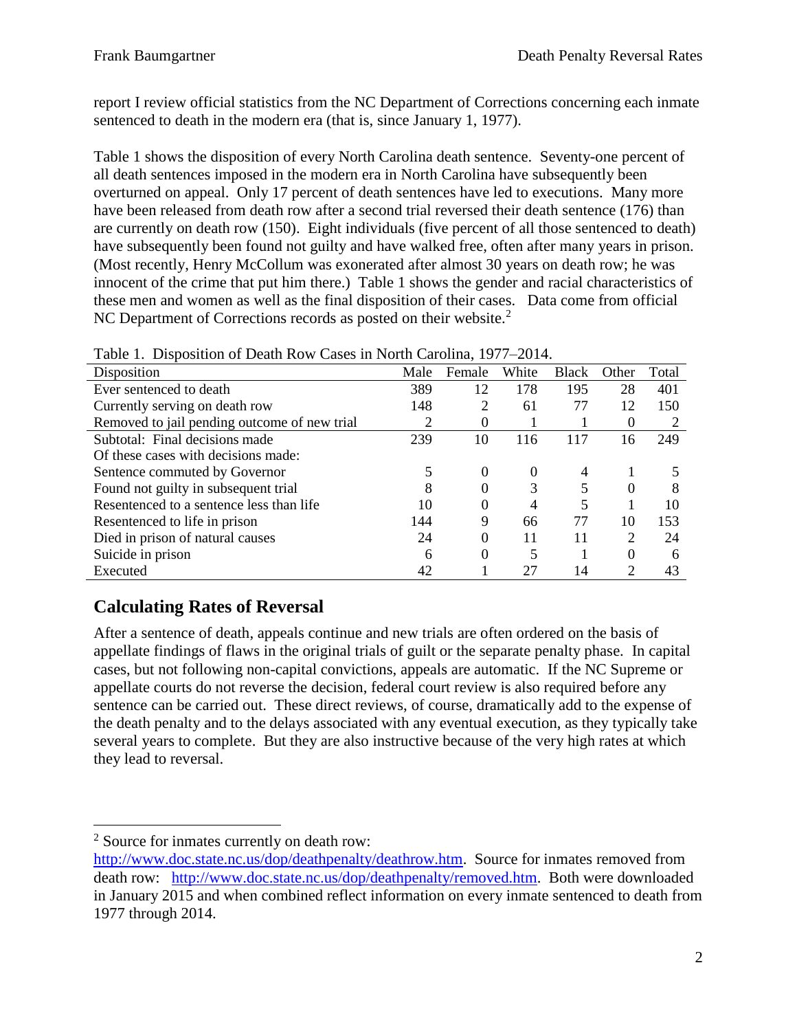report I review official statistics from the NC Department of Corrections concerning each inmate sentenced to death in the modern era (that is, since January 1, 1977).

Table 1 shows the disposition of every North Carolina death sentence. Seventy-one percent of all death sentences imposed in the modern era in North Carolina have subsequently been overturned on appeal. Only 17 percent of death sentences have led to executions. Many more have been released from death row after a second trial reversed their death sentence (176) than are currently on death row (150). Eight individuals (five percent of all those sentenced to death) have subsequently been found not guilty and have walked free, often after many years in prison. (Most recently, Henry McCollum was exonerated after almost 30 years on death row; he was innocent of the crime that put him there.) Table 1 shows the gender and racial characteristics of these men and women as well as the final disposition of their cases. Data come from official NC Department of Corrections records as posted on their website.[2]

Table 1. Disposition of Death Row Cases in North Carolina, 1977–2014.

| Disposition | Male | Female | White | Black | Other | Total |
|---|---|---|---|---|---|---|
| Ever sentenced to death | 389 | 12 | 178 | 195 | 28 | 401 |
| Currently serving on death row | 148 | 2 | 61 | 77 | 12 | 150 |
| Removed to jail pending outcome of new trial | 2 | 0 | 1 | 1 | 0 | 2 |
| Subtotal: Final decisions made | 239 | 10 | 116 | 117 | 16 | 249 |
| Of these cases with decisions made: | | | | | | |
| Sentence commuted by Governor | 5 | 0 | 0 | 4 | 1 | 5 |
| Found not guilty in subsequent trial | 8 | 0 | 3 | 5 | 0 | 8 |
| Resentenced to a sentence less than life | 10 | 0 | 4 | 5 | 1 | 10 |
| Resentenced to life in prison | 144 | 9 | 66 | 77 | 10 | 153 |
| Died in prison of natural causes | 24 | 0 | 11 | 11 | 2 | 24 |
| Suicide in prison | 6 | 0 | 5 | 1 | 0 | 6 |
| Executed | 42 | 1 | 27 | 14 | 2 | 43 |

## Calculating Rates of Reversal

After a sentence of death, appeals continue and new trials are often ordered on the basis of appellate findings of flaws in the original trials of guilt or the separate penalty phase. In capital cases, but not following non-capital convictions, appeals are automatic. If the NC Supreme or appellate courts do not reverse the decision, federal court review is also required before any sentence can be carried out. These direct reviews, of course, dramatically add to the expense of the death penalty and to the delays associated with any eventual execution, as they typically take several years to complete. But they are also instructive because of the very high rates at which they lead to reversal.

[2] Source for inmates currently on death row: http://www.doc.state.nc.us/dop/deathpenalty/deathrow.htm. Source for inmates removed from death row: http://www.doc.state.nc.us/dop/deathpenalty/removed.htm. Both were downloaded in January 2015 and when combined reflect information on every inmate sentenced to death from 1977 through 2014.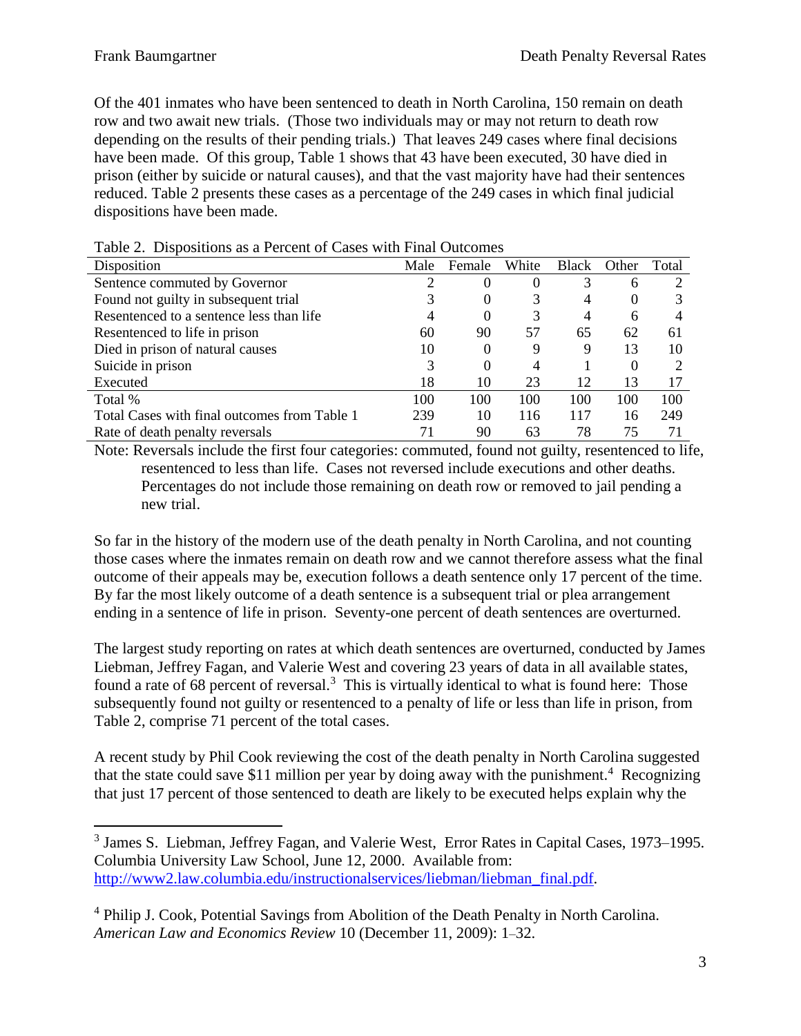Of the 401 inmates who have been sentenced to death in North Carolina, 150 remain on death row and two await new trials. (Those two individuals may or may not return to death row depending on the results of their pending trials.) That leaves 249 cases where final decisions have been made. Of this group, Table 1 shows that 43 have been executed, 30 have died in prison (either by suicide or natural causes), and that the vast majority have had their sentences reduced. Table 2 presents these cases as a percentage of the 249 cases in which final judicial dispositions have been made.

Table 2. Dispositions as a Percent of Cases with Final Outcomes

| Disposition | Male | Female | White | Black | Other | Total |
|---|---|---|---|---|---|---|
| Sentence commuted by Governor | 2 | 0 | 0 | 3 | 6 | 2 |
| Found not guilty in subsequent trial | 3 | 0 | 3 | 4 | 0 | 3 |
| Resentenced to a sentence less than life | 4 | 0 | 3 | 4 | 6 | 4 |
| Resentenced to life in prison | 60 | 90 | 57 | 65 | 62 | 61 |
| Died in prison of natural causes | 10 | 0 | 9 | 9 | 13 | 10 |
| Suicide in prison | 3 | 0 | 4 | 1 | 0 | 2 |
| Executed | 18 | 10 | 23 | 12 | 13 | 17 |
| Total % | 100 | 100 | 100 | 100 | 100 | 100 |
| Total Cases with final outcomes from Table 1 | 239 | 10 | 116 | 117 | 16 | 249 |
| Rate of death penalty reversals | 71 | 90 | 63 | 78 | 75 | 71 |

Note: Reversals include the first four categories: commuted, found not guilty, resentenced to life, resentenced to less than life. Cases not reversed include executions and other deaths. Percentages do not include those remaining on death row or removed to jail pending a new trial.

So far in the history of the modern use of the death penalty in North Carolina, and not counting those cases where the inmates remain on death row and we cannot therefore assess what the final outcome of their appeals may be, execution follows a death sentence only 17 percent of the time. By far the most likely outcome of a death sentence is a subsequent trial or plea arrangement ending in a sentence of life in prison. Seventy-one percent of death sentences are overturned.

The largest study reporting on rates at which death sentences are overturned, conducted by James Liebman, Jeffrey Fagan, and Valerie West and covering 23 years of data in all available states, found a rate of 68 percent of reversal.[3] This is virtually identical to what is found here: Those subsequently found not guilty or resentenced to a penalty of life or less than life in prison, from Table 2, comprise 71 percent of the total cases.

A recent study by Phil Cook reviewing the cost of the death penalty in North Carolina suggested that the state could save $11 million per year by doing away with the punishment.[4] Recognizing that just 17 percent of those sentenced to death are likely to be executed helps explain why the

---

[3] James S. Liebman, Jeffrey Fagan, and Valerie West, Error Rates in Capital Cases, 1973–1995. Columbia University Law School, June 12, 2000. Available from: http://www2.law.columbia.edu/instructionalservices/liebman/liebman_final.pdf.

[4] Philip J. Cook, Potential Savings from Abolition of the Death Penalty in North Carolina. *American Law and Economics Review* 10 (December 11, 2009): 1–32.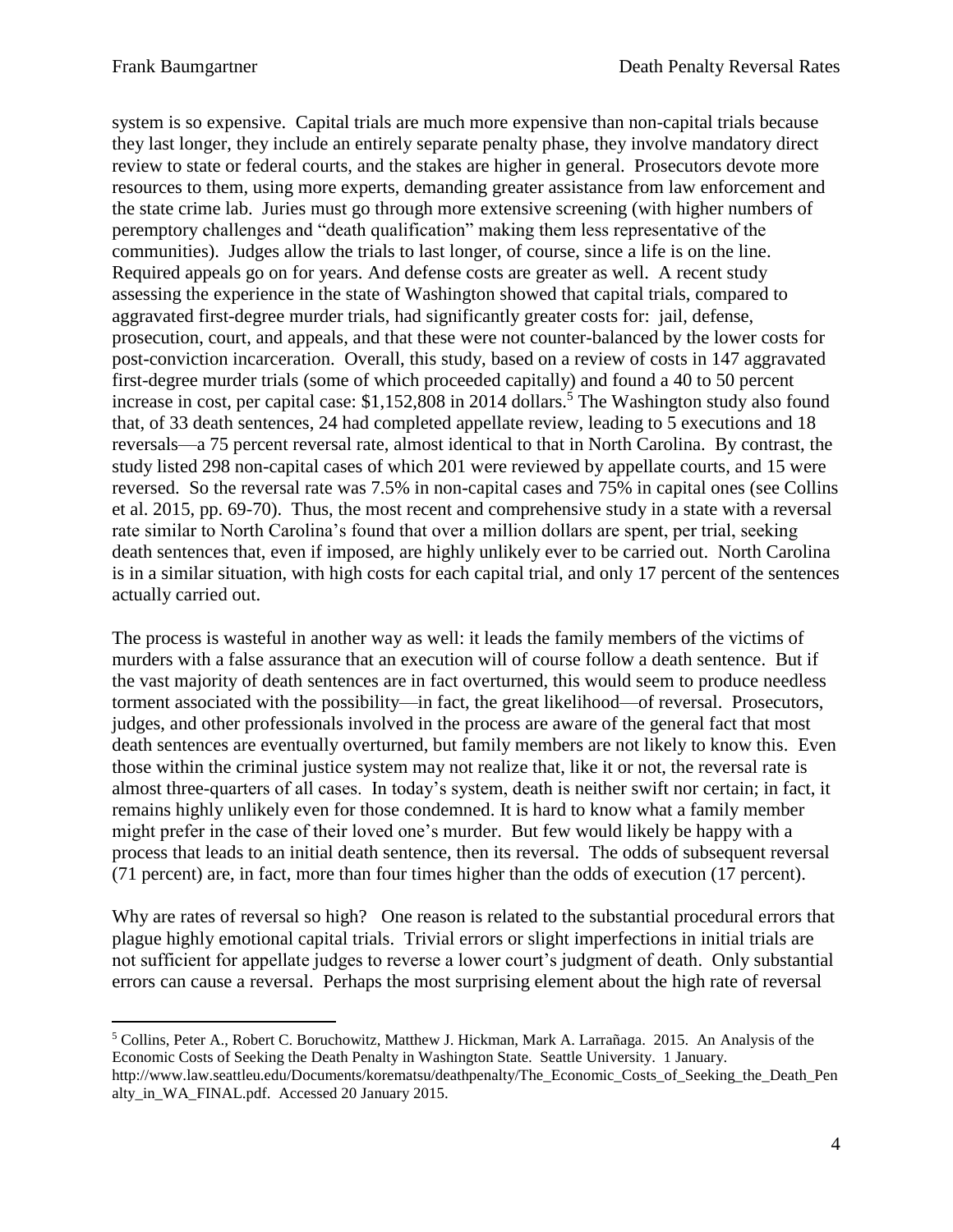system is so expensive. Capital trials are much more expensive than non-capital trials because they last longer, they include an entirely separate penalty phase, they involve mandatory direct review to state or federal courts, and the stakes are higher in general. Prosecutors devote more resources to them, using more experts, demanding greater assistance from law enforcement and the state crime lab. Juries must go through more extensive screening (with higher numbers of peremptory challenges and "death qualification" making them less representative of the communities). Judges allow the trials to last longer, of course, since a life is on the line. Required appeals go on for years. And defense costs are greater as well. A recent study assessing the experience in the state of Washington showed that capital trials, compared to aggravated first-degree murder trials, had significantly greater costs for: jail, defense, prosecution, court, and appeals, and that these were not counter-balanced by the lower costs for post-conviction incarceration. Overall, this study, based on a review of costs in 147 aggravated first-degree murder trials (some of which proceeded capitally) and found a 40 to 50 percent increase in cost, per capital case: $1,152,808 in 2014 dollars.[5] The Washington study also found that, of 33 death sentences, 24 had completed appellate review, leading to 5 executions and 18 reversals—a 75 percent reversal rate, almost identical to that in North Carolina. By contrast, the study listed 298 non-capital cases of which 201 were reviewed by appellate courts, and 15 were reversed. So the reversal rate was 7.5% in non-capital cases and 75% in capital ones (see Collins et al. 2015, pp. 69-70). Thus, the most recent and comprehensive study in a state with a reversal rate similar to North Carolina's found that over a million dollars are spent, per trial, seeking death sentences that, even if imposed, are highly unlikely ever to be carried out. North Carolina is in a similar situation, with high costs for each capital trial, and only 17 percent of the sentences actually carried out.

The process is wasteful in another way as well: it leads the family members of the victims of murders with a false assurance that an execution will of course follow a death sentence. But if the vast majority of death sentences are in fact overturned, this would seem to produce needless torment associated with the possibility—in fact, the great likelihood—of reversal. Prosecutors, judges, and other professionals involved in the process are aware of the general fact that most death sentences are eventually overturned, but family members are not likely to know this. Even those within the criminal justice system may not realize that, like it or not, the reversal rate is almost three-quarters of all cases. In today's system, death is neither swift nor certain; in fact, it remains highly unlikely even for those condemned. It is hard to know what a family member might prefer in the case of their loved one's murder. But few would likely be happy with a process that leads to an initial death sentence, then its reversal. The odds of subsequent reversal (71 percent) are, in fact, more than four times higher than the odds of execution (17 percent).

Why are rates of reversal so high? One reason is related to the substantial procedural errors that plague highly emotional capital trials. Trivial errors or slight imperfections in initial trials are not sufficient for appellate judges to reverse a lower court's judgment of death. Only substantial errors can cause a reversal. Perhaps the most surprising element about the high rate of reversal

[5] Collins, Peter A., Robert C. Boruchowitz, Matthew J. Hickman, Mark A. Larrañaga. 2015. An Analysis of the Economic Costs of Seeking the Death Penalty in Washington State. Seattle University. 1 January. http://www.law.seattleu.edu/Documents/korematsu/deathpenalty/The_Economic_Costs_of_Seeking_the_Death_Penalty_in_WA_FINAL.pdf. Accessed 20 January 2015.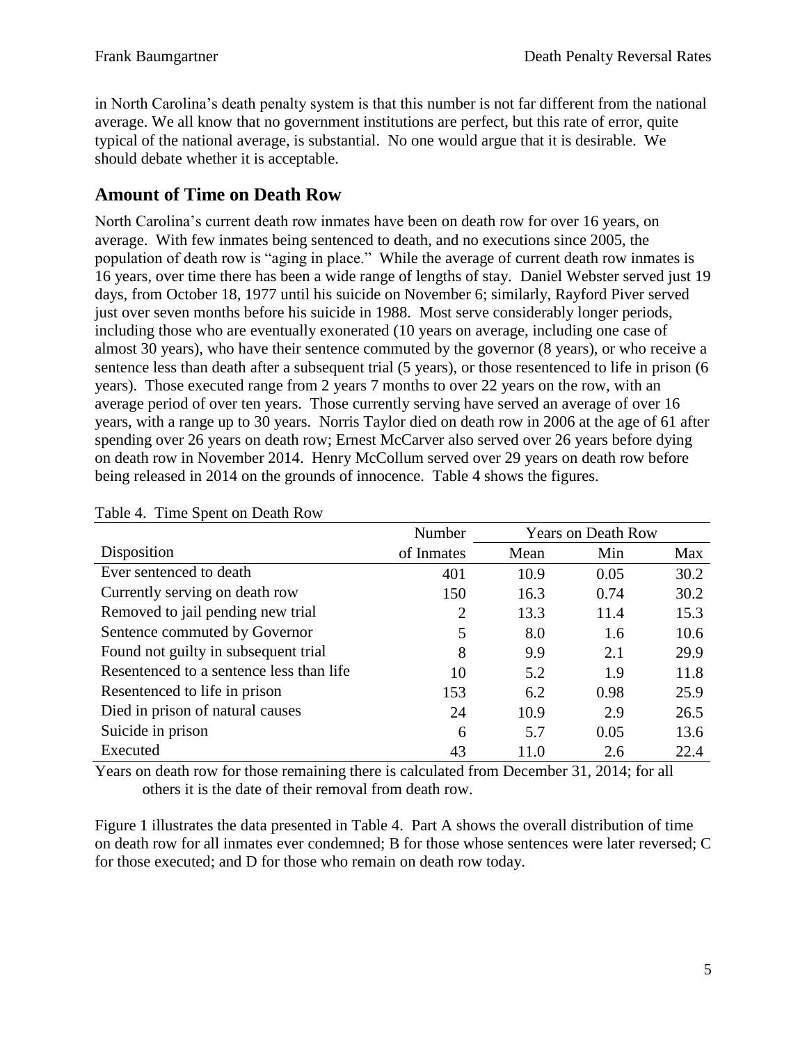in North Carolina's death penalty system is that this number is not far different from the national average. We all know that no government institutions are perfect, but this rate of error, quite typical of the national average, is substantial. No one would argue that it is desirable. We should debate whether it is acceptable.

## Amount of Time on Death Row

North Carolina's current death row inmates have been on death row for over 16 years, on average. With few inmates being sentenced to death, and no executions since 2005, the population of death row is "aging in place." While the average of current death row inmates is 16 years, over time there has been a wide range of lengths of stay. Daniel Webster served just 19 days, from October 18, 1977 until his suicide on November 6; similarly, Rayford Piver served just over seven months before his suicide in 1988. Most serve considerably longer periods, including those who are eventually exonerated (10 years on average, including one case of almost 30 years), who have their sentence commuted by the governor (8 years), or who receive a sentence less than death after a subsequent trial (5 years), or those resentenced to life in prison (6 years). Those executed range from 2 years 7 months to over 22 years on the row, with an average period of over ten years. Those currently serving have served an average of over 16 years, with a range up to 30 years. Norris Taylor died on death row in 2006 at the age of 61 after spending over 26 years on death row; Ernest McCarver also served over 26 years before dying on death row in November 2014. Henry McCollum served over 29 years on death row before being released in 2014 on the grounds of innocence. Table 4 shows the figures.

Table 4. Time Spent on Death Row

| | Number | Years on Death Row | | |
|---|---|---|---|---|
| Disposition | of Inmates | Mean | Min | Max |
| Ever sentenced to death | 401 | 10.9 | 0.05 | 30.2 |
| Currently serving on death row | 150 | 16.3 | 0.74 | 30.2 |
| Removed to jail pending new trial | 2 | 13.3 | 11.4 | 15.3 |
| Sentence commuted by Governor | 5 | 8.0 | 1.6 | 10.6 |
| Found not guilty in subsequent trial | 8 | 9.9 | 2.1 | 29.9 |
| Resentenced to a sentence less than life | 10 | 5.2 | 1.9 | 11.8 |
| Resentenced to life in prison | 153 | 6.2 | 0.98 | 25.9 |
| Died in prison of natural causes | 24 | 10.9 | 2.9 | 26.5 |
| Suicide in prison | 6 | 5.7 | 0.05 | 13.6 |
| Executed | 43 | 11.0 | 2.6 | 22.4 |

Years on death row for those remaining there is calculated from December 31, 2014; for all others it is the date of their removal from death row.

Figure 1 illustrates the data presented in Table 4. Part A shows the overall distribution of time on death row for all inmates ever condemned; B for those whose sentences were later reversed; C for those executed; and D for those who remain on death row today.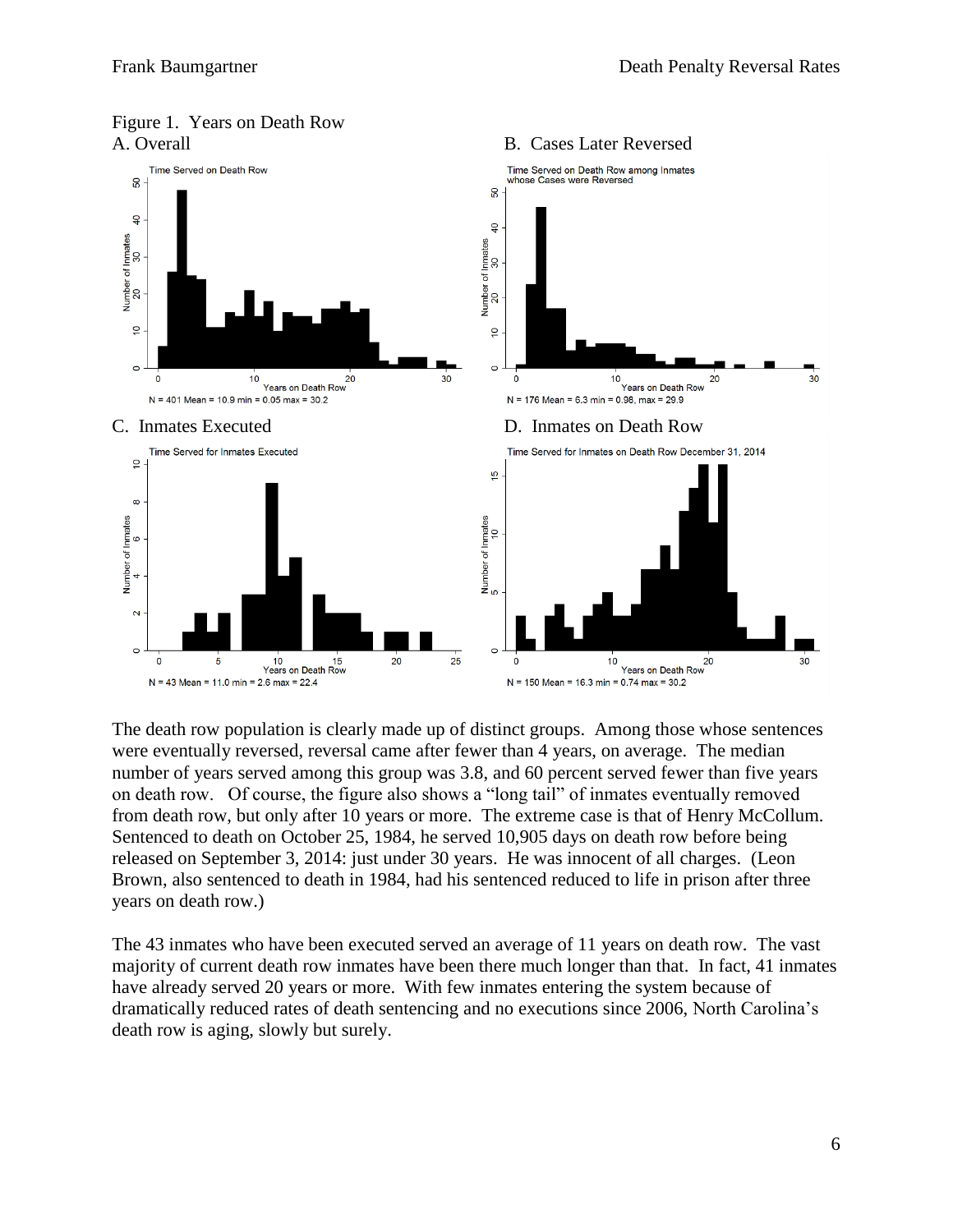Figure 1. Years on Death Row

A. Overall

B. Cases Later Reversed

C. Inmates Executed

D. Inmates on Death Row

The death row population is clearly made up of distinct groups. Among those whose sentences were eventually reversed, reversal came after fewer than 4 years, on average. The median number of years served among this group was 3.8, and 60 percent served fewer than five years on death row. Of course, the figure also shows a "long tail" of inmates eventually removed from death row, but only after 10 years or more. The extreme case is that of Henry McCollum. Sentenced to death on October 25, 1984, he served 10,905 days on death row before being released on September 3, 2014: just under 30 years. He was innocent of all charges. (Leon Brown, also sentenced to death in 1984, had his sentenced reduced to life in prison after three years on death row.)

The 43 inmates who have been executed served an average of 11 years on death row. The vast majority of current death row inmates have been there much longer than that. In fact, 41 inmates have already served 20 years or more. With few inmates entering the system because of dramatically reduced rates of death sentencing and no executions since 2006, North Carolina's death row is aging, slowly but surely.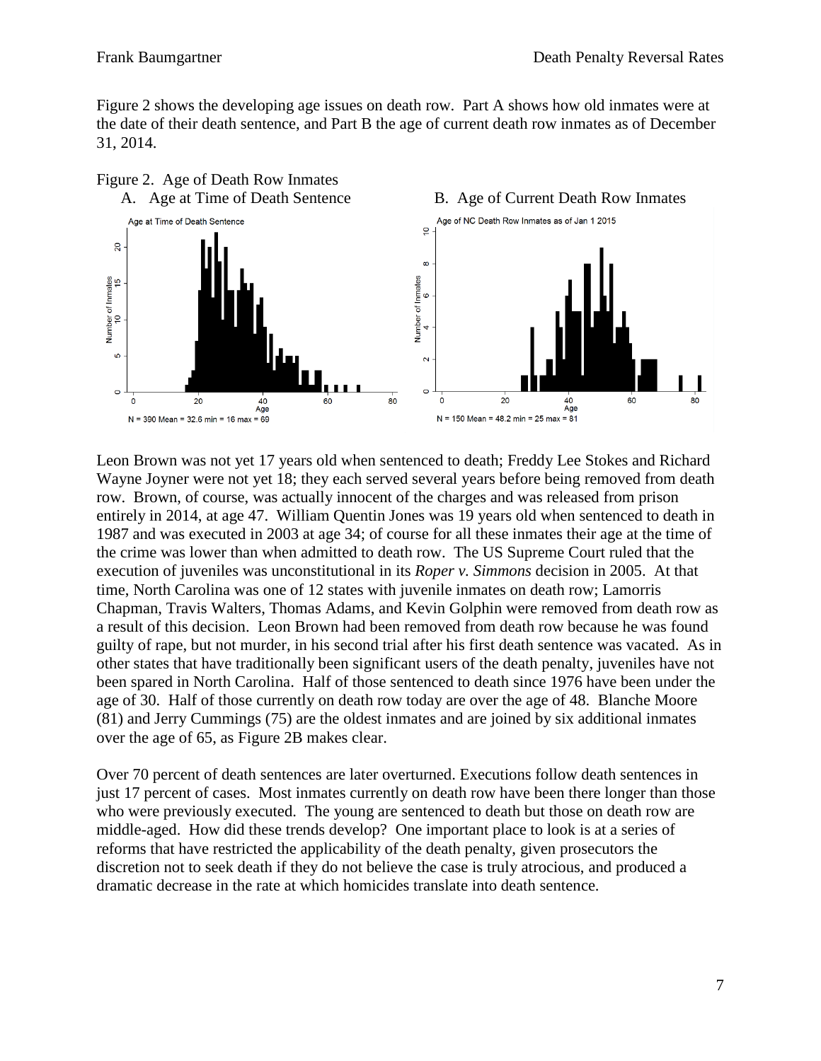Figure 2 shows the developing age issues on death row. Part A shows how old inmates were at the date of their death sentence, and Part B the age of current death row inmates as of December 31, 2014.

Figure 2. Age of Death Row Inmates

A. Age at Time of Death Sentence

B. Age of Current Death Row Inmates

Leon Brown was not yet 17 years old when sentenced to death; Freddy Lee Stokes and Richard Wayne Joyner were not yet 18; they each served several years before being removed from death row. Brown, of course, was actually innocent of the charges and was released from prison entirely in 2014, at age 47. William Quentin Jones was 19 years old when sentenced to death in 1987 and was executed in 2003 at age 34; of course for all these inmates their age at the time of the crime was lower than when admitted to death row. The US Supreme Court ruled that the execution of juveniles was unconstitutional in its *Roper v. Simmons* decision in 2005. At that time, North Carolina was one of 12 states with juvenile inmates on death row; Lamorris Chapman, Travis Walters, Thomas Adams, and Kevin Golphin were removed from death row as a result of this decision. Leon Brown had been removed from death row because he was found guilty of rape, but not murder, in his second trial after his first death sentence was vacated. As in other states that have traditionally been significant users of the death penalty, juveniles have not been spared in North Carolina. Half of those sentenced to death since 1976 have been under the age of 30. Half of those currently on death row today are over the age of 48. Blanche Moore (81) and Jerry Cummings (75) are the oldest inmates and are joined by six additional inmates over the age of 65, as Figure 2B makes clear.

Over 70 percent of death sentences are later overturned. Executions follow death sentences in just 17 percent of cases. Most inmates currently on death row have been there longer than those who were previously executed. The young are sentenced to death but those on death row are middle-aged. How did these trends develop? One important place to look is at a series of reforms that have restricted the applicability of the death penalty, given prosecutors the discretion not to seek death if they do not believe the case is truly atrocious, and produced a dramatic decrease in the rate at which homicides translate into death sentence.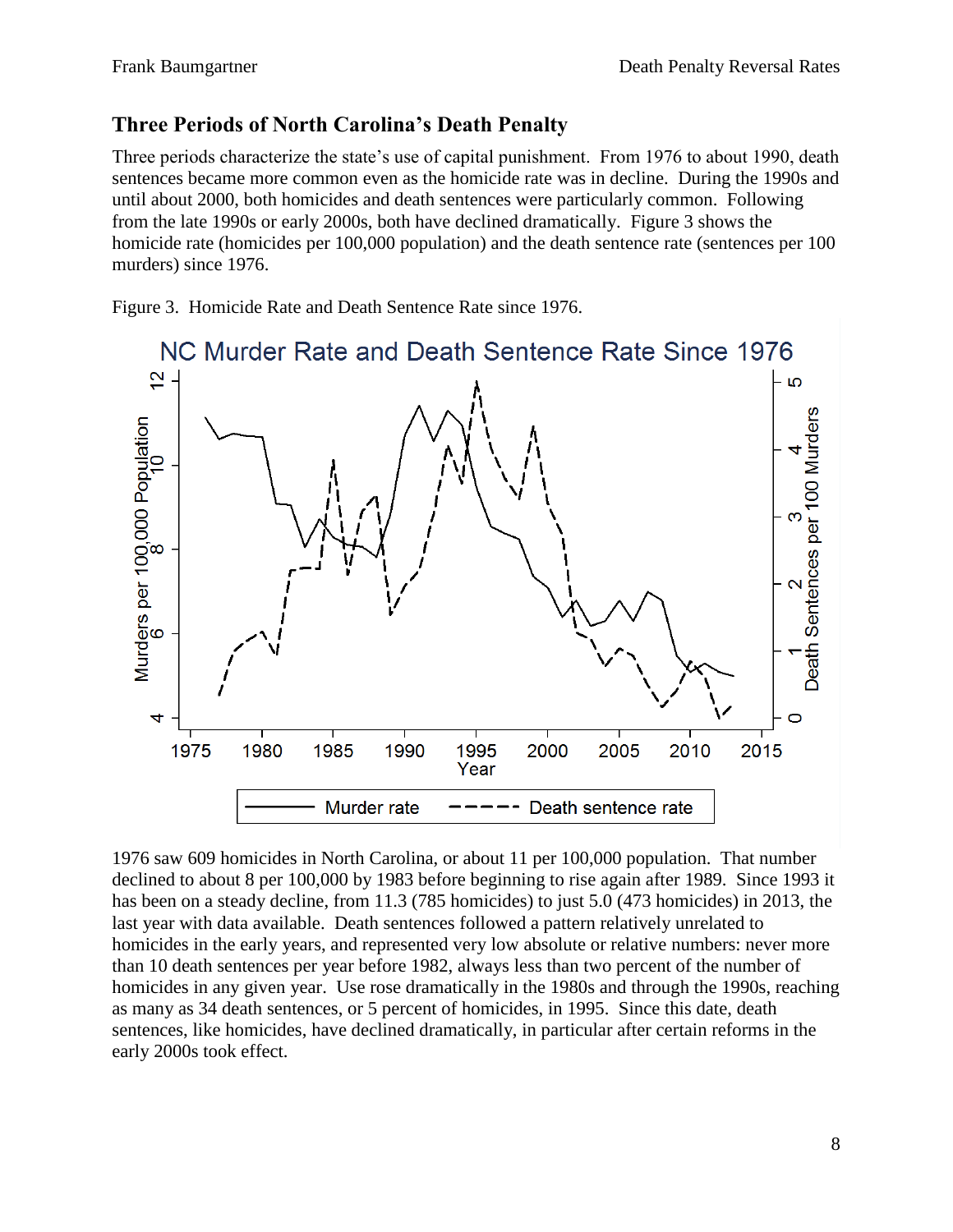## Three Periods of North Carolina's Death Penalty

Three periods characterize the state's use of capital punishment. From 1976 to about 1990, death sentences became more common even as the homicide rate was in decline. During the 1990s and until about 2000, both homicides and death sentences were particularly common. Following from the late 1990s or early 2000s, both have declined dramatically. Figure 3 shows the homicide rate (homicides per 100,000 population) and the death sentence rate (sentences per 100 murders) since 1976.

Figure 3. Homicide Rate and Death Sentence Rate since 1976.

1976 saw 609 homicides in North Carolina, or about 11 per 100,000 population. That number declined to about 8 per 100,000 by 1983 before beginning to rise again after 1989. Since 1993 it has been on a steady decline, from 11.3 (785 homicides) to just 5.0 (473 homicides) in 2013, the last year with data available. Death sentences followed a pattern relatively unrelated to homicides in the early years, and represented very low absolute or relative numbers: never more than 10 death sentences per year before 1982, always less than two percent of the number of homicides in any given year. Use rose dramatically in the 1980s and through the 1990s, reaching as many as 34 death sentences, or 5 percent of homicides, in 1995. Since this date, death sentences, like homicides, have declined dramatically, in particular after certain reforms in the early 2000s took effect.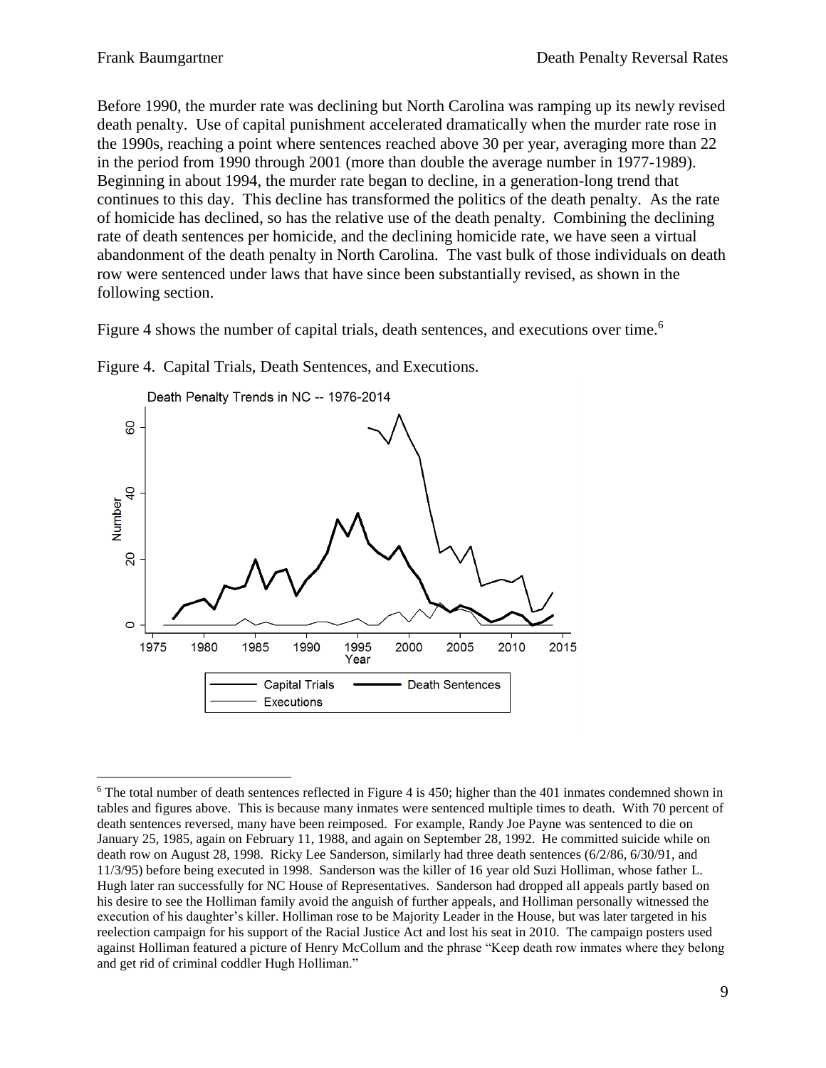Before 1990, the murder rate was declining but North Carolina was ramping up its newly revised death penalty. Use of capital punishment accelerated dramatically when the murder rate rose in the 1990s, reaching a point where sentences reached above 30 per year, averaging more than 22 in the period from 1990 through 2001 (more than double the average number in 1977-1989). Beginning in about 1994, the murder rate began to decline, in a generation-long trend that continues to this day. This decline has transformed the politics of the death penalty. As the rate of homicide has declined, so has the relative use of the death penalty. Combining the declining rate of death sentences per homicide, and the declining homicide rate, we have seen a virtual abandonment of the death penalty in North Carolina. The vast bulk of those individuals on death row were sentenced under laws that have since been substantially revised, as shown in the following section.

Figure 4 shows the number of capital trials, death sentences, and executions over time.[6]

Figure 4. Capital Trials, Death Sentences, and Executions.

[6] The total number of death sentences reflected in Figure 4 is 450; higher than the 401 inmates condemned shown in tables and figures above. This is because many inmates were sentenced multiple times to death. With 70 percent of death sentences reversed, many have been reimposed. For example, Randy Joe Payne was sentenced to die on January 25, 1985, again on February 11, 1988, and again on September 28, 1992. He committed suicide while on death row on August 28, 1998. Ricky Lee Sanderson, similarly had three death sentences (6/2/86, 6/30/91, and 11/3/95) before being executed in 1998. Sanderson was the killer of 16 year old Suzi Holliman, whose father L. Hugh later ran successfully for NC House of Representatives. Sanderson had dropped all appeals partly based on his desire to see the Holliman family avoid the anguish of further appeals, and Holliman personally witnessed the execution of his daughter's killer. Holliman rose to be Majority Leader in the House, but was later targeted in his reelection campaign for his support of the Racial Justice Act and lost his seat in 2010. The campaign posters used against Holliman featured a picture of Henry McCollum and the phrase "Keep death row inmates where they belong and get rid of criminal coddler Hugh Holliman."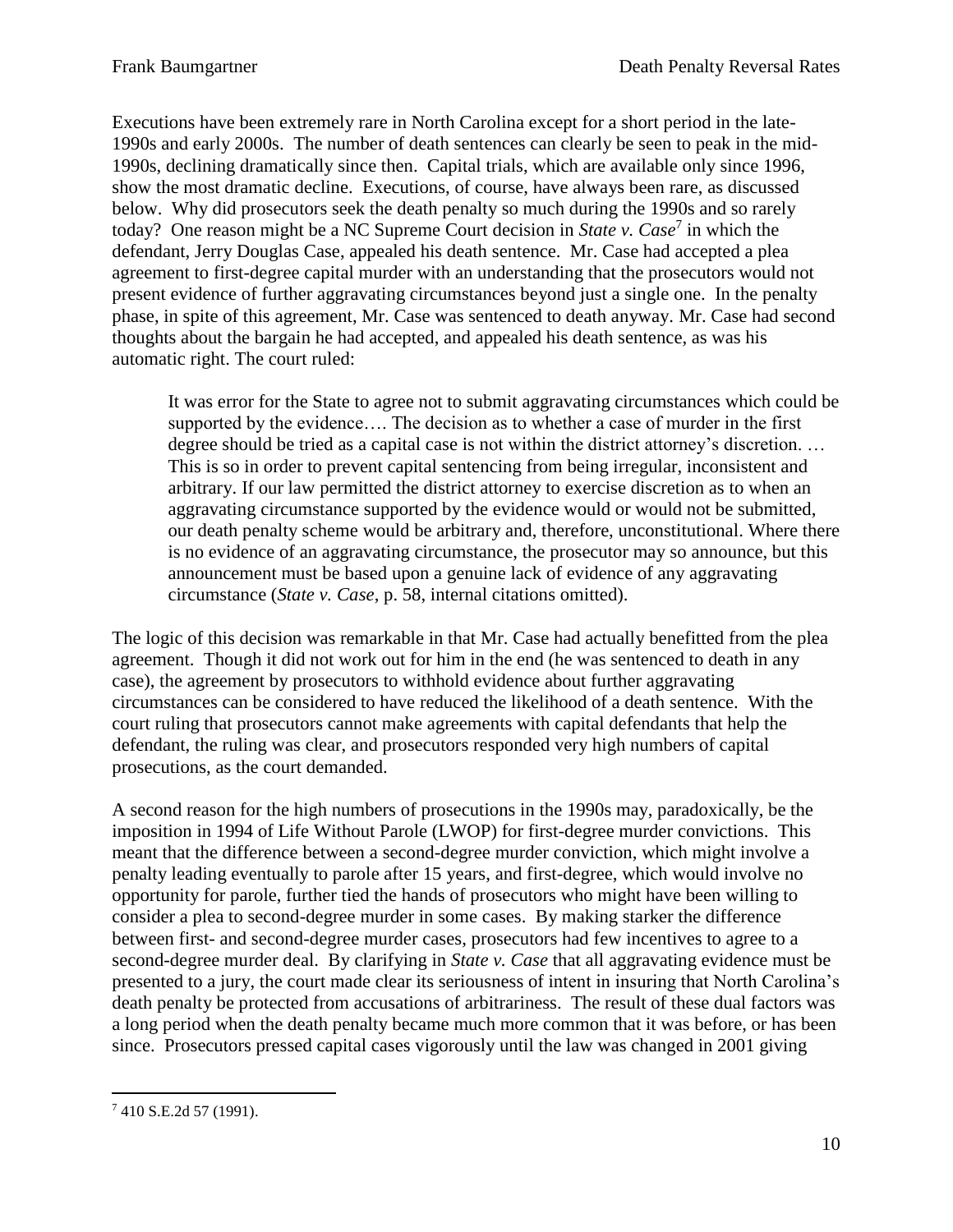Executions have been extremely rare in North Carolina except for a short period in the late-1990s and early 2000s. The number of death sentences can clearly be seen to peak in the mid-1990s, declining dramatically since then. Capital trials, which are available only since 1996, show the most dramatic decline. Executions, of course, have always been rare, as discussed below. Why did prosecutors seek the death penalty so much during the 1990s and so rarely today? One reason might be a NC Supreme Court decision in *State v. Case*[7] in which the defendant, Jerry Douglas Case, appealed his death sentence. Mr. Case had accepted a plea agreement to first-degree capital murder with an understanding that the prosecutors would not present evidence of further aggravating circumstances beyond just a single one. In the penalty phase, in spite of this agreement, Mr. Case was sentenced to death anyway. Mr. Case had second thoughts about the bargain he had accepted, and appealed his death sentence, as was his automatic right. The court ruled:

> It was error for the State to agree not to submit aggravating circumstances which could be supported by the evidence…. The decision as to whether a case of murder in the first degree should be tried as a capital case is not within the district attorney's discretion. … This is so in order to prevent capital sentencing from being irregular, inconsistent and arbitrary. If our law permitted the district attorney to exercise discretion as to when an aggravating circumstance supported by the evidence would or would not be submitted, our death penalty scheme would be arbitrary and, therefore, unconstitutional. Where there is no evidence of an aggravating circumstance, the prosecutor may so announce, but this announcement must be based upon a genuine lack of evidence of any aggravating circumstance (*State v. Case*, p. 58, internal citations omitted).

The logic of this decision was remarkable in that Mr. Case had actually benefitted from the plea agreement. Though it did not work out for him in the end (he was sentenced to death in any case), the agreement by prosecutors to withhold evidence about further aggravating circumstances can be considered to have reduced the likelihood of a death sentence. With the court ruling that prosecutors cannot make agreements with capital defendants that help the defendant, the ruling was clear, and prosecutors responded very high numbers of capital prosecutions, as the court demanded.

A second reason for the high numbers of prosecutions in the 1990s may, paradoxically, be the imposition in 1994 of Life Without Parole (LWOP) for first-degree murder convictions. This meant that the difference between a second-degree murder conviction, which might involve a penalty leading eventually to parole after 15 years, and first-degree, which would involve no opportunity for parole, further tied the hands of prosecutors who might have been willing to consider a plea to second-degree murder in some cases. By making starker the difference between first- and second-degree murder cases, prosecutors had few incentives to agree to a second-degree murder deal. By clarifying in *State v. Case* that all aggravating evidence must be presented to a jury, the court made clear its seriousness of intent in insuring that North Carolina's death penalty be protected from accusations of arbitrariness. The result of these dual factors was a long period when the death penalty became much more common that it was before, or has been since. Prosecutors pressed capital cases vigorously until the law was changed in 2001 giving

[7] 410 S.E.2d 57 (1991).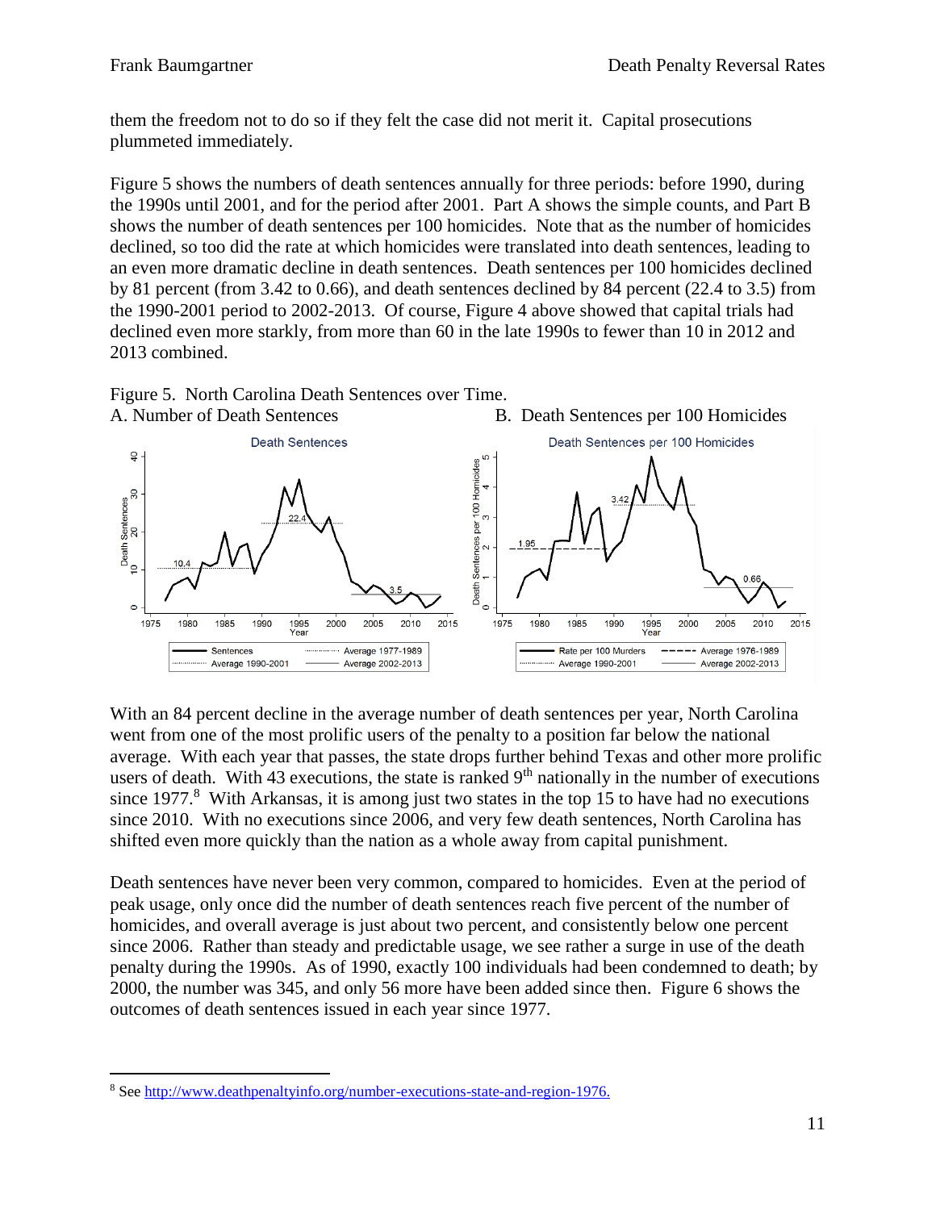them the freedom not to do so if they felt the case did not merit it. Capital prosecutions plummeted immediately.

Figure 5 shows the numbers of death sentences annually for three periods: before 1990, during the 1990s until 2001, and for the period after 2001. Part A shows the simple counts, and Part B shows the number of death sentences per 100 homicides. Note that as the number of homicides declined, so too did the rate at which homicides were translated into death sentences, leading to an even more dramatic decline in death sentences. Death sentences per 100 homicides declined by 81 percent (from 3.42 to 0.66), and death sentences declined by 84 percent (22.4 to 3.5) from the 1990-2001 period to 2002-2013. Of course, Figure 4 above showed that capital trials had declined even more starkly, from more than 60 in the late 1990s to fewer than 10 in 2012 and 2013 combined.

Figure 5. North Carolina Death Sentences over Time.

A. Number of Death Sentences

B. Death Sentences per 100 Homicides

With an 84 percent decline in the average number of death sentences per year, North Carolina went from one of the most prolific users of the penalty to a position far below the national average. With each year that passes, the state drops further behind Texas and other more prolific users of death. With 43 executions, the state is ranked 9th nationally in the number of executions since 1977.[8] With Arkansas, it is among just two states in the top 15 to have had no executions since 2010. With no executions since 2006, and very few death sentences, North Carolina has shifted even more quickly than the nation as a whole away from capital punishment.

Death sentences have never been very common, compared to homicides. Even at the period of peak usage, only once did the number of death sentences reach five percent of the number of homicides, and overall average is just about two percent, and consistently below one percent since 2006. Rather than steady and predictable usage, we see rather a surge in use of the death penalty during the 1990s. As of 1990, exactly 100 individuals had been condemned to death; by 2000, the number was 345, and only 56 more have been added since then. Figure 6 shows the outcomes of death sentences issued in each year since 1977.

[8] See http://www.deathpenaltyinfo.org/number-executions-state-and-region-1976.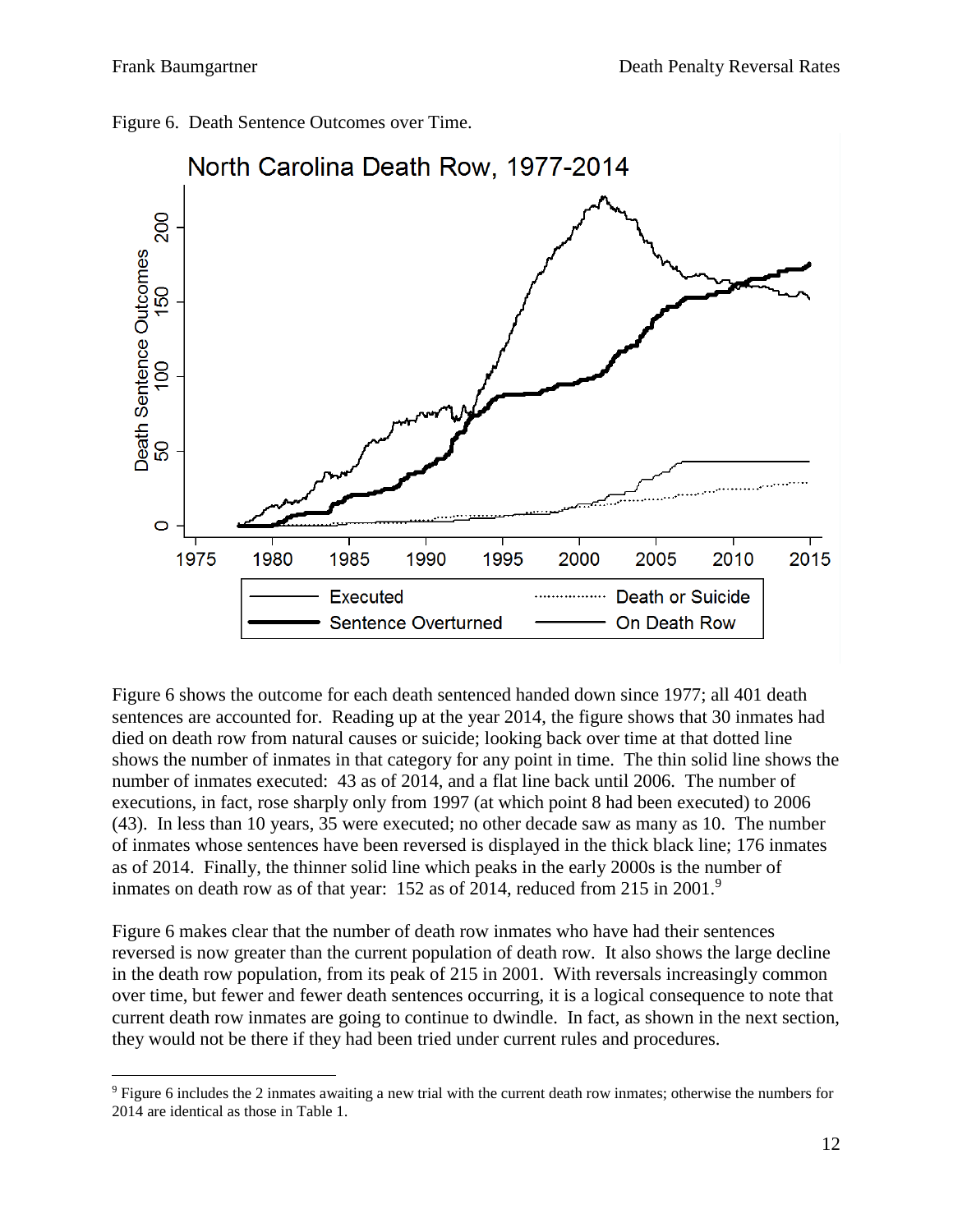Figure 6. Death Sentence Outcomes over Time.

Figure 6 shows the outcome for each death sentenced handed down since 1977; all 401 death sentences are accounted for. Reading up at the year 2014, the figure shows that 30 inmates had died on death row from natural causes or suicide; looking back over time at that dotted line shows the number of inmates in that category for any point in time. The thin solid line shows the number of inmates executed: 43 as of 2014, and a flat line back until 2006. The number of executions, in fact, rose sharply only from 1997 (at which point 8 had been executed) to 2006 (43). In less than 10 years, 35 were executed; no other decade saw as many as 10. The number of inmates whose sentences have been reversed is displayed in the thick black line; 176 inmates as of 2014. Finally, the thinner solid line which peaks in the early 2000s is the number of inmates on death row as of that year: 152 as of 2014, reduced from 215 in 2001.[9]

Figure 6 makes clear that the number of death row inmates who have had their sentences reversed is now greater than the current population of death row. It also shows the large decline in the death row population, from its peak of 215 in 2001. With reversals increasingly common over time, but fewer and fewer death sentences occurring, it is a logical consequence to note that current death row inmates are going to continue to dwindle. In fact, as shown in the next section, they would not be there if they had been tried under current rules and procedures.

[9] Figure 6 includes the 2 inmates awaiting a new trial with the current death row inmates; otherwise the numbers for 2014 are identical as those in Table 1.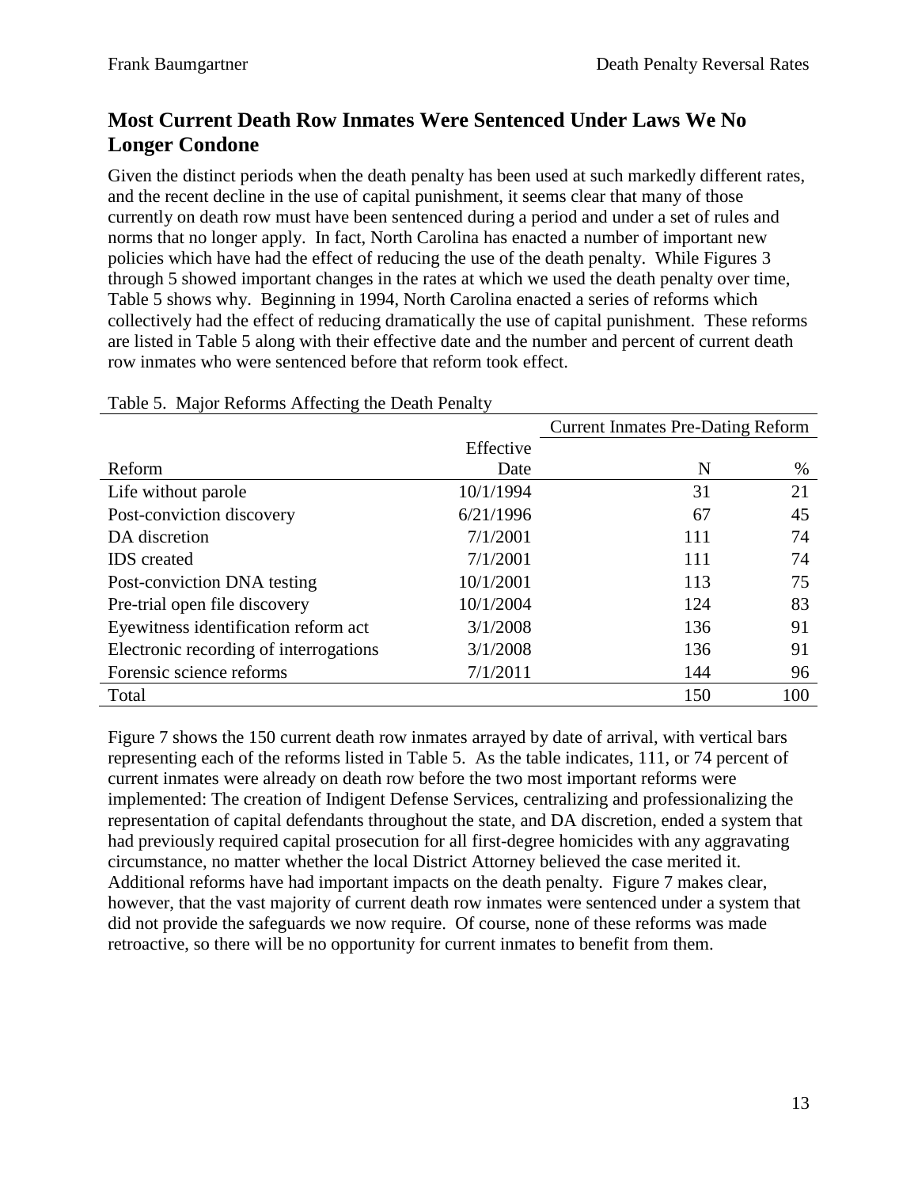## Most Current Death Row Inmates Were Sentenced Under Laws We No Longer Condone

Given the distinct periods when the death penalty has been used at such markedly different rates, and the recent decline in the use of capital punishment, it seems clear that many of those currently on death row must have been sentenced during a period and under a set of rules and norms that no longer apply. In fact, North Carolina has enacted a number of important new policies which have had the effect of reducing the use of the death penalty. While Figures 3 through 5 showed important changes in the rates at which we used the death penalty over time, Table 5 shows why. Beginning in 1994, North Carolina enacted a series of reforms which collectively had the effect of reducing dramatically the use of capital punishment. These reforms are listed in Table 5 along with their effective date and the number and percent of current death row inmates who were sentenced before that reform took effect.

Table 5. Major Reforms Affecting the Death Penalty

| | | Current Inmates Pre-Dating Reform | |
|---|---|---|---|
| Reform | Effective Date | N | % |
| Life without parole | 10/1/1994 | 31 | 21 |
| Post-conviction discovery | 6/21/1996 | 67 | 45 |
| DA discretion | 7/1/2001 | 111 | 74 |
| IDS created | 7/1/2001 | 111 | 74 |
| Post-conviction DNA testing | 10/1/2001 | 113 | 75 |
| Pre-trial open file discovery | 10/1/2004 | 124 | 83 |
| Eyewitness identification reform act | 3/1/2008 | 136 | 91 |
| Electronic recording of interrogations | 3/1/2008 | 136 | 91 |
| Forensic science reforms | 7/1/2011 | 144 | 96 |
| Total | | 150 | 100 |

Figure 7 shows the 150 current death row inmates arrayed by date of arrival, with vertical bars representing each of the reforms listed in Table 5. As the table indicates, 111, or 74 percent of current inmates were already on death row before the two most important reforms were implemented: The creation of Indigent Defense Services, centralizing and professionalizing the representation of capital defendants throughout the state, and DA discretion, ended a system that had previously required capital prosecution for all first-degree homicides with any aggravating circumstance, no matter whether the local District Attorney believed the case merited it. Additional reforms have had important impacts on the death penalty. Figure 7 makes clear, however, that the vast majority of current death row inmates were sentenced under a system that did not provide the safeguards we now require. Of course, none of these reforms was made retroactive, so there will be no opportunity for current inmates to benefit from them.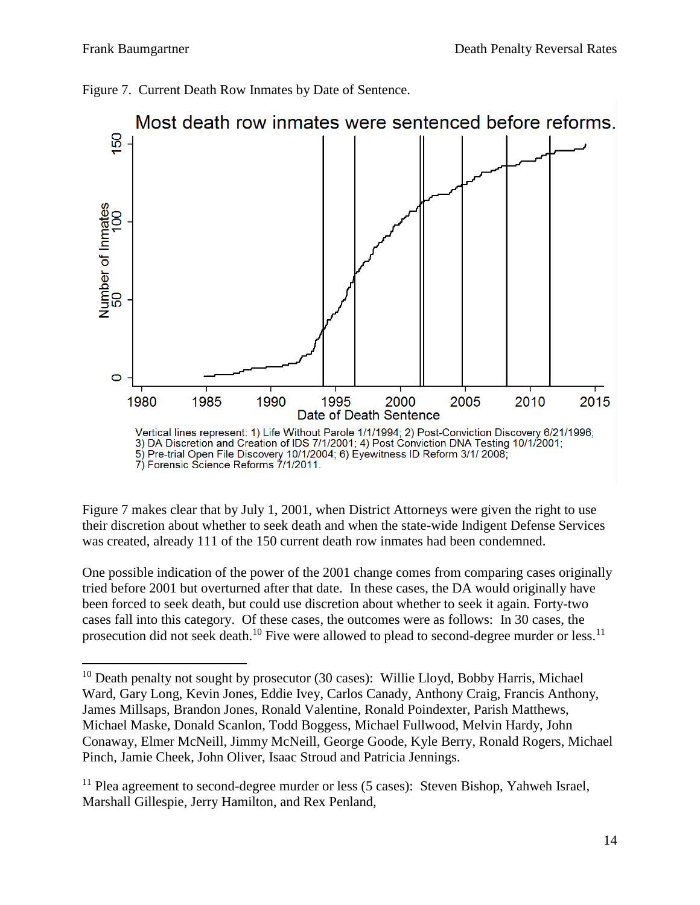Figure 7. Current Death Row Inmates by Date of Sentence.

Most death row inmates were sentenced before reforms.

Vertical lines represent: 1) Life Without Parole 1/1/1994; 2) Post-Conviction Discovery 6/21/1996; 3) DA Discretion and Creation of IDS 7/1/2001; 4) Post Conviction DNA Testing 10/1/2001; 5) Pre-trial Open File Discovery 10/1/2004; 6) Eyewitness ID Reform 3/1/ 2008; 7) Forensic Science Reforms 7/1/2011.

Figure 7 makes clear that by July 1, 2001, when District Attorneys were given the right to use their discretion about whether to seek death and when the state-wide Indigent Defense Services was created, already 111 of the 150 current death row inmates had been condemned.

One possible indication of the power of the 2001 change comes from comparing cases originally tried before 2001 but overturned after that date. In these cases, the DA would originally have been forced to seek death, but could use discretion about whether to seek it again. Forty-two cases fall into this category. Of these cases, the outcomes were as follows: In 30 cases, the prosecution did not seek death.[10] Five were allowed to plead to second-degree murder or less.[11]

[10] Death penalty not sought by prosecutor (30 cases): Willie Lloyd, Bobby Harris, Michael Ward, Gary Long, Kevin Jones, Eddie Ivey, Carlos Canady, Anthony Craig, Francis Anthony, James Millsaps, Brandon Jones, Ronald Valentine, Ronald Poindexter, Parish Matthews, Michael Maske, Donald Scanlon, Todd Boggess, Michael Fullwood, Melvin Hardy, John Conaway, Elmer McNeill, Jimmy McNeill, George Goode, Kyle Berry, Ronald Rogers, Michael Pinch, Jamie Cheek, John Oliver, Isaac Stroud and Patricia Jennings.

[11] Plea agreement to second-degree murder or less (5 cases): Steven Bishop, Yahweh Israel, Marshall Gillespie, Jerry Hamilton, and Rex Penland,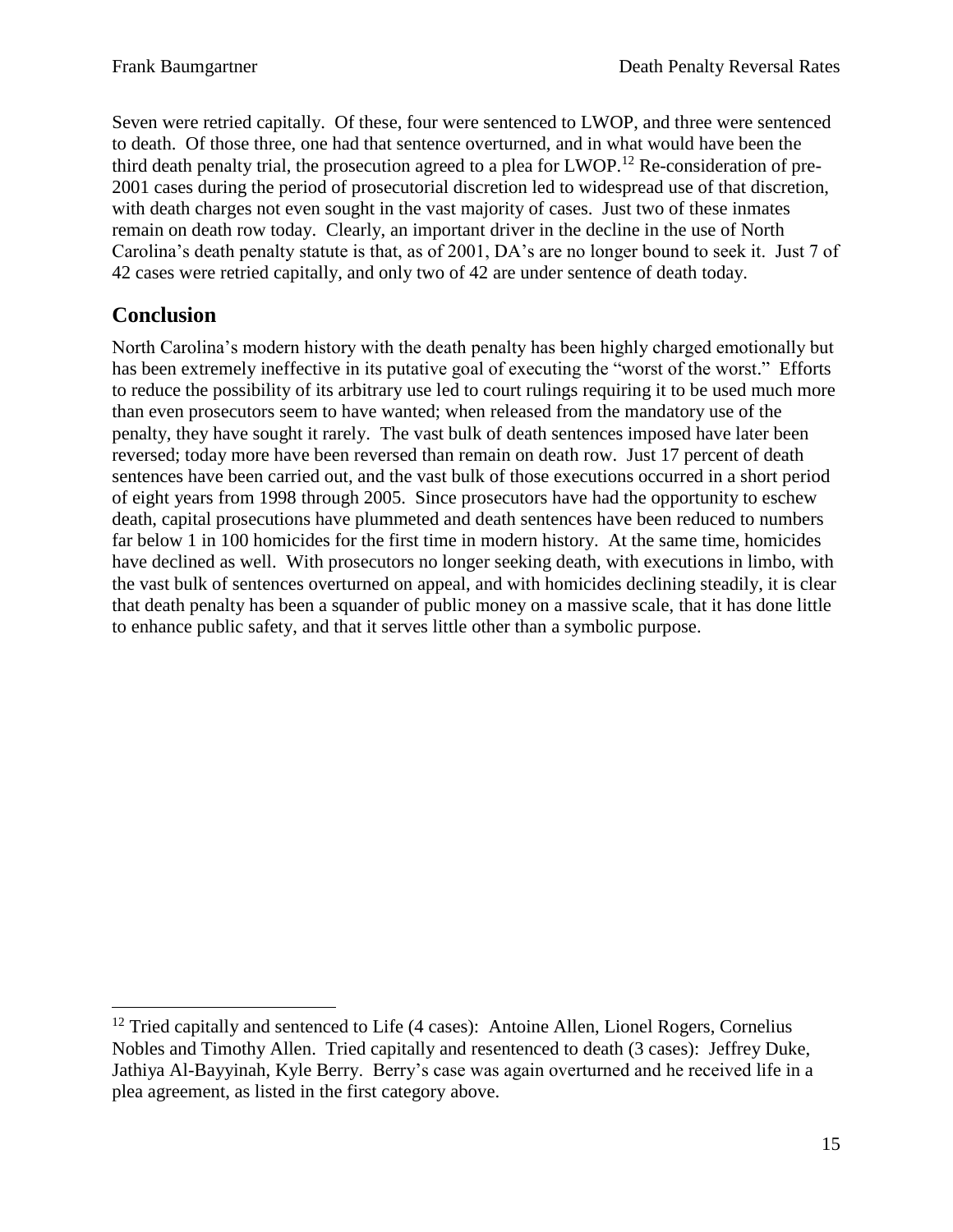Seven were retried capitally. Of these, four were sentenced to LWOP, and three were sentenced to death. Of those three, one had that sentence overturned, and in what would have been the third death penalty trial, the prosecution agreed to a plea for LWOP.[12] Re-consideration of pre-2001 cases during the period of prosecutorial discretion led to widespread use of that discretion, with death charges not even sought in the vast majority of cases. Just two of these inmates remain on death row today. Clearly, an important driver in the decline in the use of North Carolina's death penalty statute is that, as of 2001, DA's are no longer bound to seek it. Just 7 of 42 cases were retried capitally, and only two of 42 are under sentence of death today.

## Conclusion

North Carolina's modern history with the death penalty has been highly charged emotionally but has been extremely ineffective in its putative goal of executing the "worst of the worst." Efforts to reduce the possibility of its arbitrary use led to court rulings requiring it to be used much more than even prosecutors seem to have wanted; when released from the mandatory use of the penalty, they have sought it rarely. The vast bulk of death sentences imposed have later been reversed; today more have been reversed than remain on death row. Just 17 percent of death sentences have been carried out, and the vast bulk of those executions occurred in a short period of eight years from 1998 through 2005. Since prosecutors have had the opportunity to eschew death, capital prosecutions have plummeted and death sentences have been reduced to numbers far below 1 in 100 homicides for the first time in modern history. At the same time, homicides have declined as well. With prosecutors no longer seeking death, with executions in limbo, with the vast bulk of sentences overturned on appeal, and with homicides declining steadily, it is clear that death penalty has been a squander of public money on a massive scale, that it has done little to enhance public safety, and that it serves little other than a symbolic purpose.

---

[12] Tried capitally and sentenced to Life (4 cases): Antoine Allen, Lionel Rogers, Cornelius Nobles and Timothy Allen. Tried capitally and resentenced to death (3 cases): Jeffrey Duke, Jathiya Al-Bayyinah, Kyle Berry. Berry's case was again overturned and he received life in a plea agreement, as listed in the first category above.